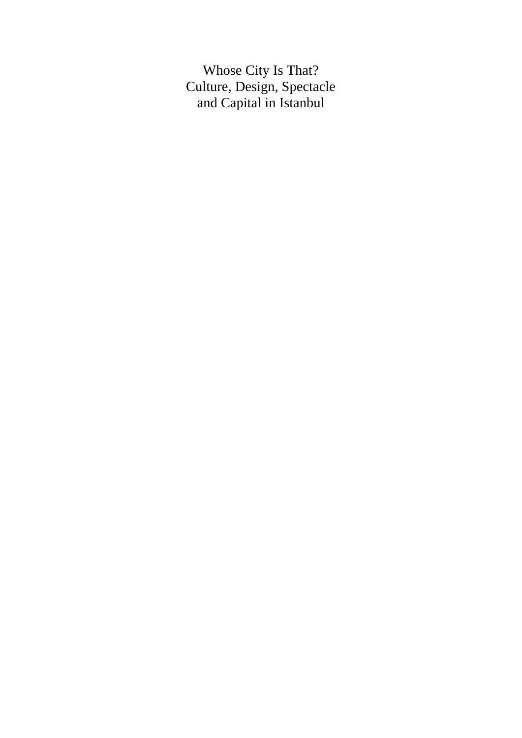# Whose City Is That?
# Culture, Design, Spectacle and Capital in Istanbul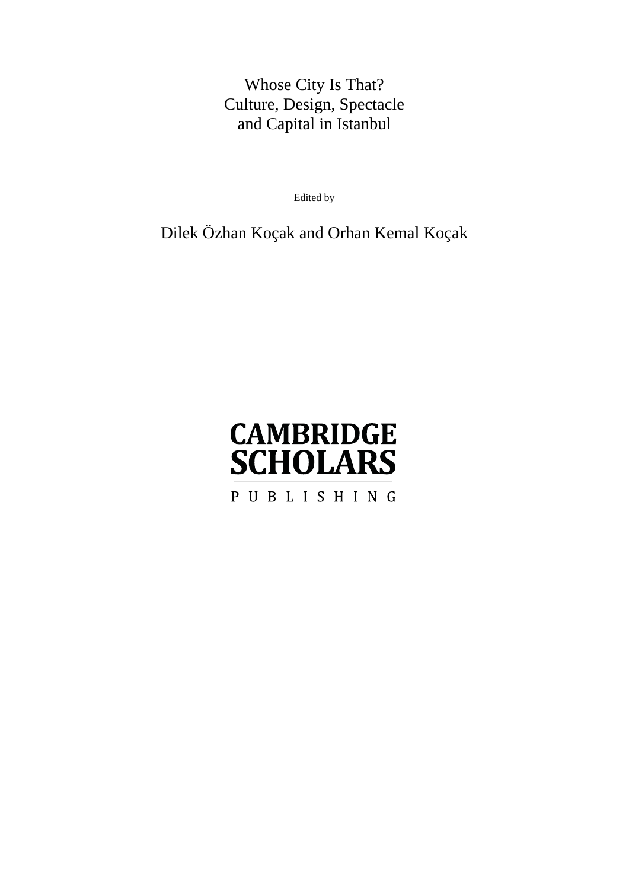# Whose City Is That?
# Culture, Design, Spectacle and Capital in Istanbul

Edited by

Dilek Özhan Koçak and Orhan Kemal Koçak

CAMBRIDGE
SCHOLARS
PUBLISHING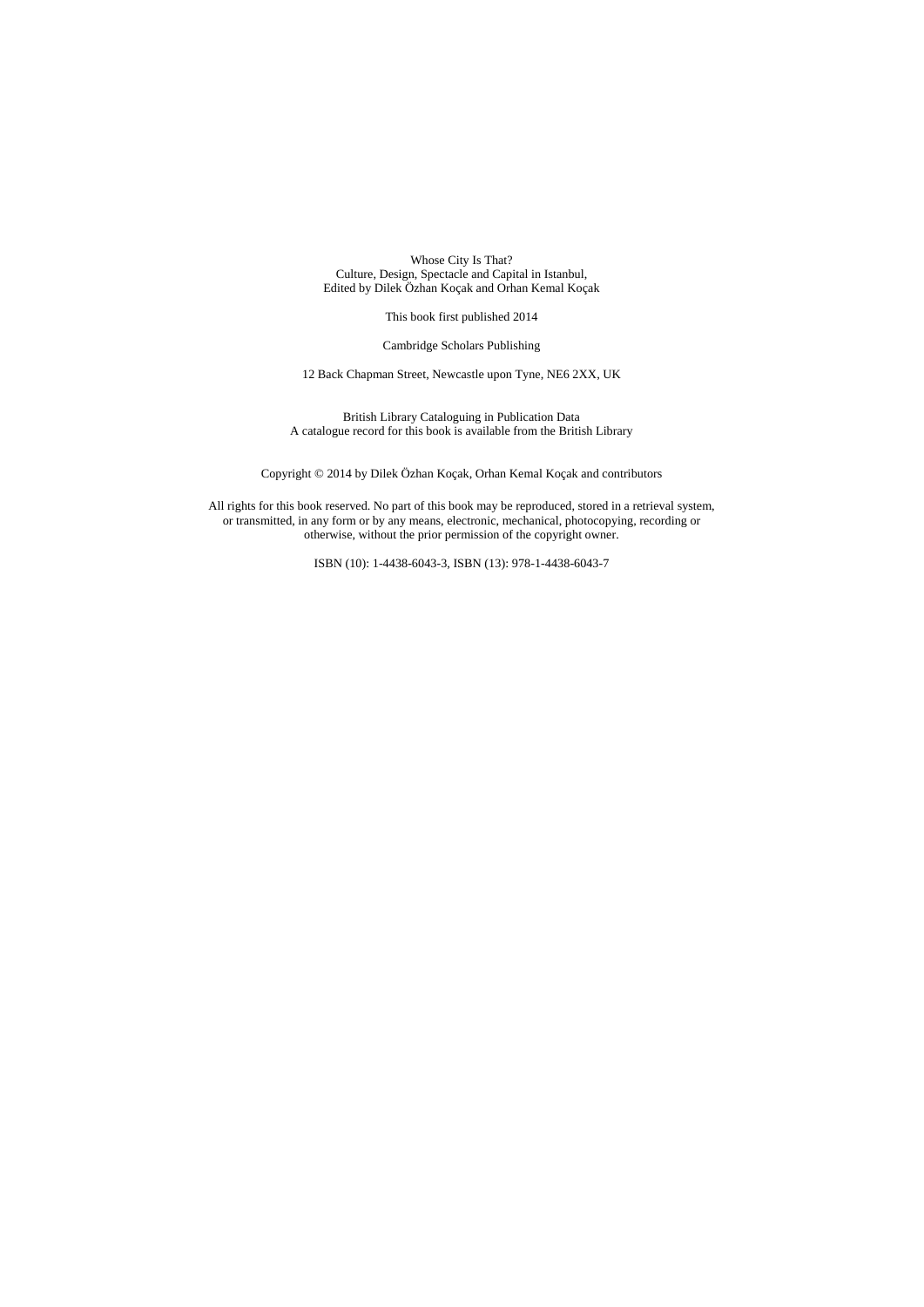Whose City Is That?
Culture, Design, Spectacle and Capital in Istanbul,
Edited by Dilek Özhan Koçak and Orhan Kemal Koçak

This book first published 2014

Cambridge Scholars Publishing

12 Back Chapman Street, Newcastle upon Tyne, NE6 2XX, UK

British Library Cataloguing in Publication Data
A catalogue record for this book is available from the British Library

Copyright © 2014 by Dilek Özhan Koçak, Orhan Kemal Koçak and contributors

All rights for this book reserved. No part of this book may be reproduced, stored in a retrieval system, or transmitted, in any form or by any means, electronic, mechanical, photocopying, recording or otherwise, without the prior permission of the copyright owner.

ISBN (10): 1-4438-6043-3, ISBN (13): 978-1-4438-6043-7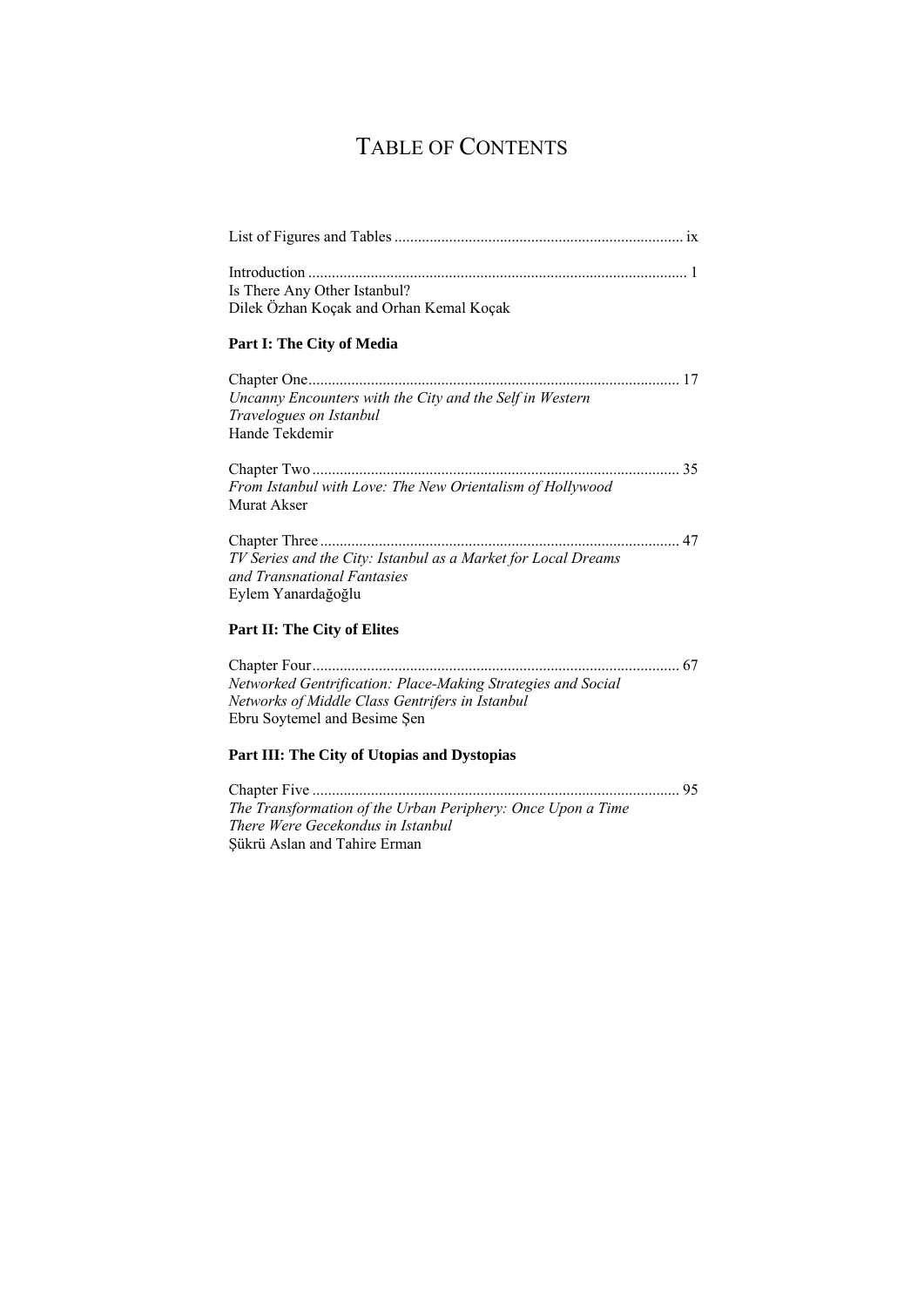# TABLE OF CONTENTS

List of Figures and Tables .......... ix

Introduction .......... 1
Is There Any Other Istanbul?
Dilek Özhan Koçak and Orhan Kemal Koçak

**Part I: The City of Media**

Chapter One .......... 17
*Uncanny Encounters with the City and the Self in Western Travelogues on Istanbul*
Hande Tekdemir

Chapter Two .......... 35
*From Istanbul with Love: The New Orientalism of Hollywood*
Murat Akser

Chapter Three .......... 47
*TV Series and the City: Istanbul as a Market for Local Dreams and Transnational Fantasies*
Eylem Yanardağoğlu

**Part II: The City of Elites**

Chapter Four .......... 67
*Networked Gentrification: Place-Making Strategies and Social Networks of Middle Class Gentrifers in Istanbul*
Ebru Soytemel and Besime Şen

**Part III: The City of Utopias and Dystopias**

Chapter Five .......... 95
*The Transformation of the Urban Periphery: Once Upon a Time There Were Gecekondus in Istanbul*
Şükrü Aslan and Tahire Erman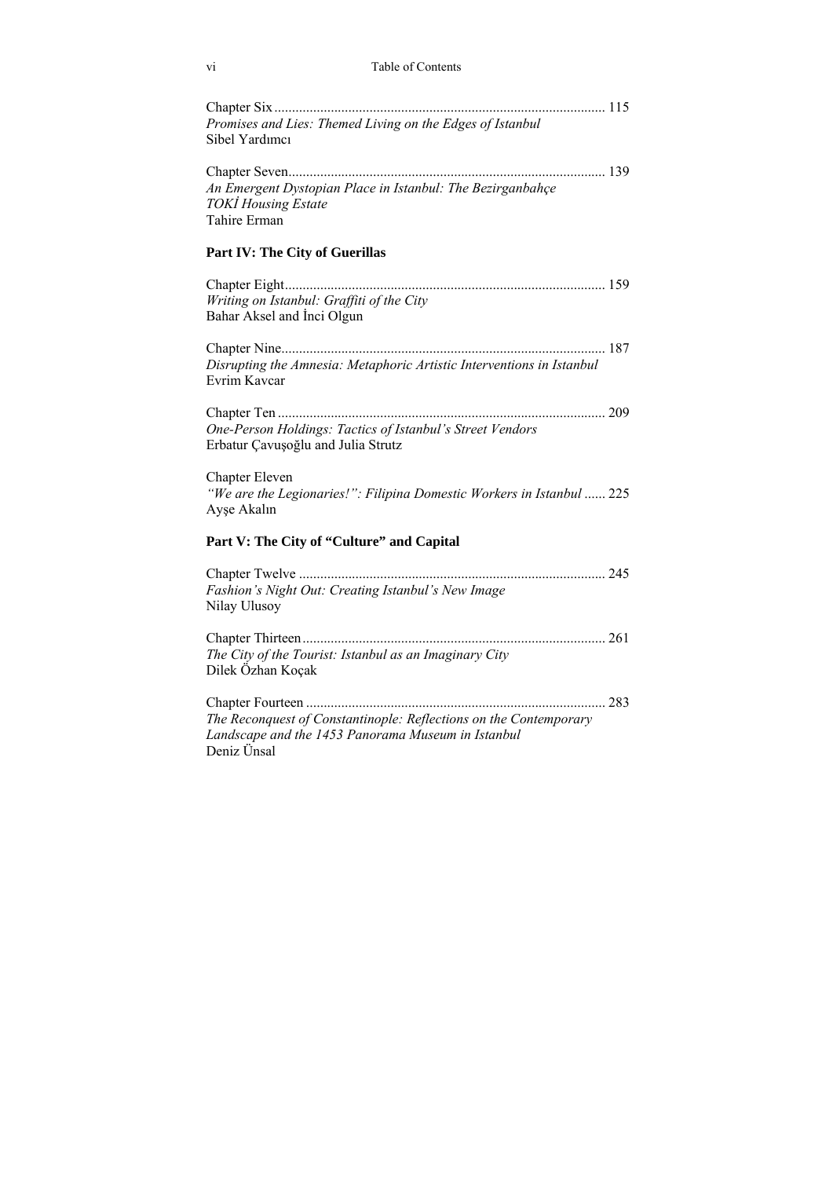Chapter Six ............................................................................................. 115
*Promises and Lies: Themed Living on the Edges of Istanbul*
Sibel Yardımcı

Chapter Seven......................................................................................... 139
*An Emergent Dystopian Place in Istanbul: The Bezirganbahçe TOKİ Housing Estate*
Tahire Erman

## Part IV: The City of Guerillas

Chapter Eight.......................................................................................... 159
*Writing on Istanbul: Graffiti of the City*
Bahar Aksel and İnci Olgun

Chapter Nine........................................................................................... 187
*Disrupting the Amnesia: Metaphoric Artistic Interventions in Istanbul*
Evrim Kavcar

Chapter Ten ............................................................................................ 209
*One-Person Holdings: Tactics of Istanbul's Street Vendors*
Erbatur Çavuşoğlu and Julia Strutz

Chapter Eleven
*"We are the Legionaries!": Filipina Domestic Workers in Istanbul* ...... 225
Ayşe Akalın

## Part V: The City of "Culture" and Capital

Chapter Twelve ...................................................................................... 245
*Fashion's Night Out: Creating Istanbul's New Image*
Nilay Ulusoy

Chapter Thirteen..................................................................................... 261
*The City of the Tourist: Istanbul as an Imaginary City*
Dilek Özhan Koçak

Chapter Fourteen .................................................................................... 283
*The Reconquest of Constantinople: Reflections on the Contemporary Landscape and the 1453 Panorama Museum in Istanbul*
Deniz Ünsal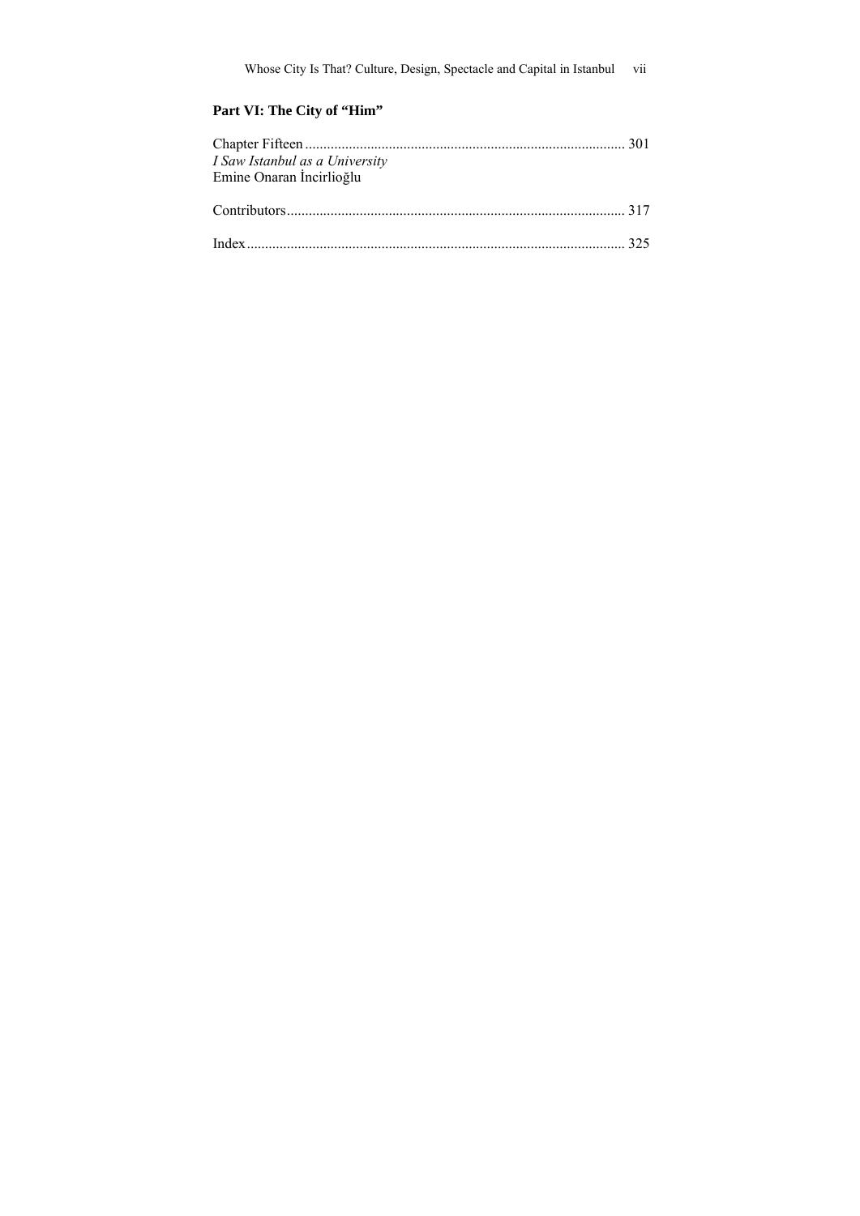**Part VI: The City of "Him"**

Chapter Fifteen ........................................................................................ 301
*I Saw Istanbul as a University*
Emine Onaran İncirlioğlu

Contributors............................................................................................ 317

Index....................................................................................................... 325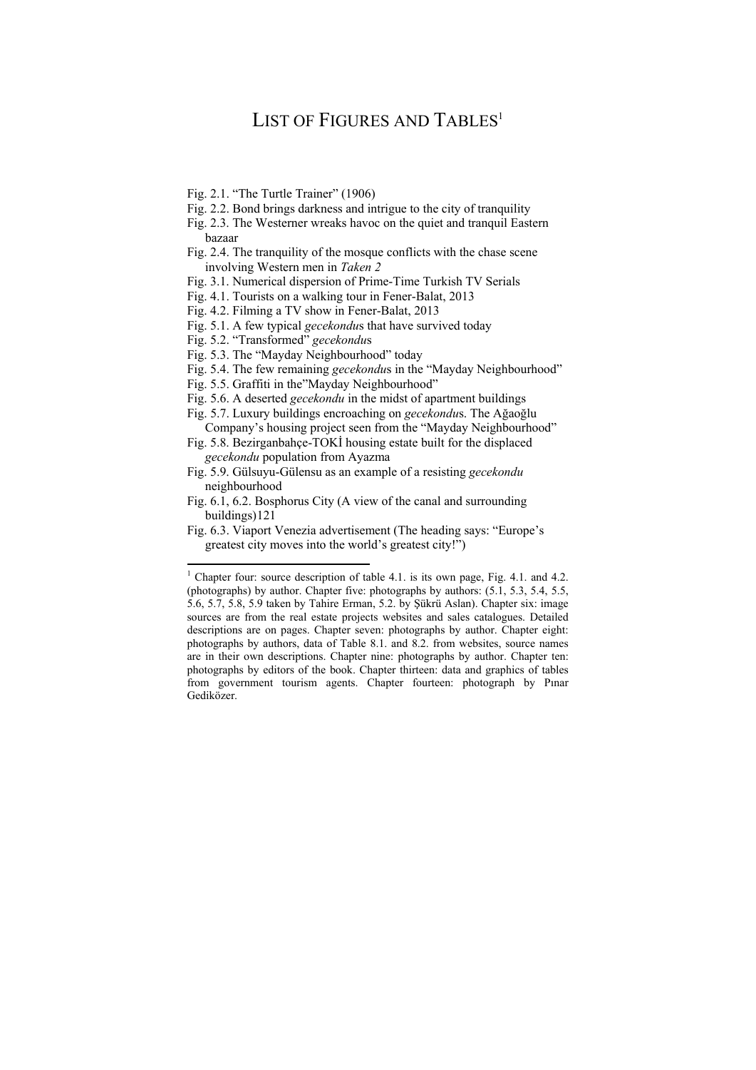# List of Figures and Tables[1]

Fig. 2.1. "The Turtle Trainer" (1906)
Fig. 2.2. Bond brings darkness and intrigue to the city of tranquility
Fig. 2.3. The Westerner wreaks havoc on the quiet and tranquil Eastern bazaar
Fig. 2.4. The tranquility of the mosque conflicts with the chase scene involving Western men in *Taken 2*
Fig. 3.1. Numerical dispersion of Prime-Time Turkish TV Serials
Fig. 4.1. Tourists on a walking tour in Fener-Balat, 2013
Fig. 4.2. Filming a TV show in Fener-Balat, 2013
Fig. 5.1. A few typical *gecekondu*s that have survived today
Fig. 5.2. "Transformed" *gecekondu*s
Fig. 5.3. The "Mayday Neighbourhood" today
Fig. 5.4. The few remaining *gecekondu*s in the "Mayday Neighbourhood"
Fig. 5.5. Graffiti in the"Mayday Neighbourhood"
Fig. 5.6. A deserted *gecekondu* in the midst of apartment buildings
Fig. 5.7. Luxury buildings encroaching on *gecekondu*s. The Ağaoğlu Company's housing project seen from the "Mayday Neighbourhood"
Fig. 5.8. Bezirganbahçe-TOKİ housing estate built for the displaced *gecekondu* population from Ayazma
Fig. 5.9. Gülsuyu-Gülensu as an example of a resisting *gecekondu* neighbourhood
Fig. 6.1, 6.2. Bosphorus City (A view of the canal and surrounding buildings)121
Fig. 6.3. Viaport Venezia advertisement (The heading says: "Europe's greatest city moves into the world's greatest city!")

---

[1] Chapter four: source description of table 4.1. is its own page, Fig. 4.1. and 4.2. (photographs) by author. Chapter five: photographs by authors: (5.1, 5.3, 5.4, 5.5, 5.6, 5.7, 5.8, 5.9 taken by Tahire Erman, 5.2. by Şükrü Aslan). Chapter six: image sources are from the real estate projects websites and sales catalogues. Detailed descriptions are on pages. Chapter seven: photographs by author. Chapter eight: photographs by authors, data of Table 8.1. and 8.2. from websites, source names are in their own descriptions. Chapter nine: photographs by author. Chapter ten: photographs by editors of the book. Chapter thirteen: data and graphics of tables from government tourism agents. Chapter fourteen: photograph by Pınar Gediközer.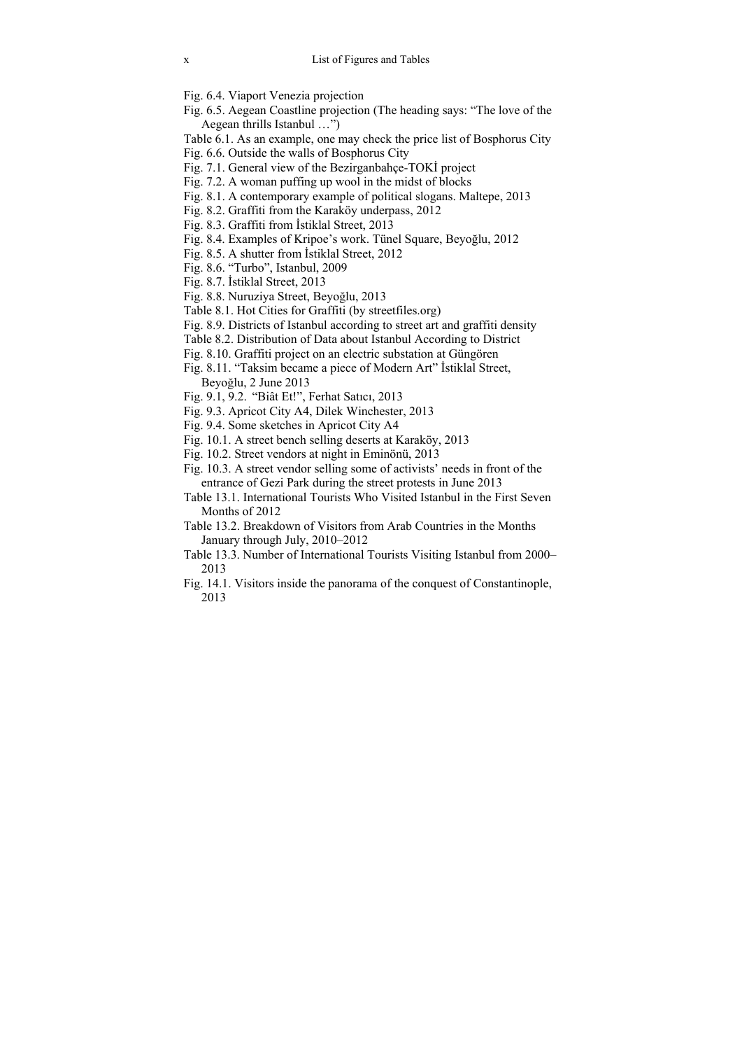Fig. 6.4. Viaport Venezia projection

Fig. 6.5. Aegean Coastline projection (The heading says: "The love of the Aegean thrills Istanbul …")

Table 6.1. As an example, one may check the price list of Bosphorus City

Fig. 6.6. Outside the walls of Bosphorus City

Fig. 7.1. General view of the Bezirganbahçe-TOKİ project

Fig. 7.2. A woman puffing up wool in the midst of blocks

Fig. 8.1. A contemporary example of political slogans. Maltepe, 2013

Fig. 8.2. Graffiti from the Karaköy underpass, 2012

Fig. 8.3. Graffiti from İstiklal Street, 2013

Fig. 8.4. Examples of Kripoe's work. Tünel Square, Beyoğlu, 2012

Fig. 8.5. A shutter from İstiklal Street, 2012

Fig. 8.6. "Turbo", Istanbul, 2009

Fig. 8.7. İstiklal Street, 2013

Fig. 8.8. Nuruziya Street, Beyoğlu, 2013

Table 8.1. Hot Cities for Graffiti (by streetfiles.org)

Fig. 8.9. Districts of Istanbul according to street art and graffiti density

Table 8.2. Distribution of Data about Istanbul According to District

Fig. 8.10. Graffiti project on an electric substation at Güngören

Fig. 8.11. "Taksim became a piece of Modern Art" İstiklal Street, Beyoğlu, 2 June 2013

Fig. 9.1, 9.2. "Biât Et!", Ferhat Satıcı, 2013

Fig. 9.3. Apricot City A4, Dilek Winchester, 2013

Fig. 9.4. Some sketches in Apricot City A4

Fig. 10.1. A street bench selling deserts at Karaköy, 2013

Fig. 10.2. Street vendors at night in Eminönü, 2013

Fig. 10.3. A street vendor selling some of activists' needs in front of the entrance of Gezi Park during the street protests in June 2013

Table 13.1. International Tourists Who Visited Istanbul in the First Seven Months of 2012

Table 13.2. Breakdown of Visitors from Arab Countries in the Months January through July, 2010–2012

Table 13.3. Number of International Tourists Visiting Istanbul from 2000–2013

Fig. 14.1. Visitors inside the panorama of the conquest of Constantinople, 2013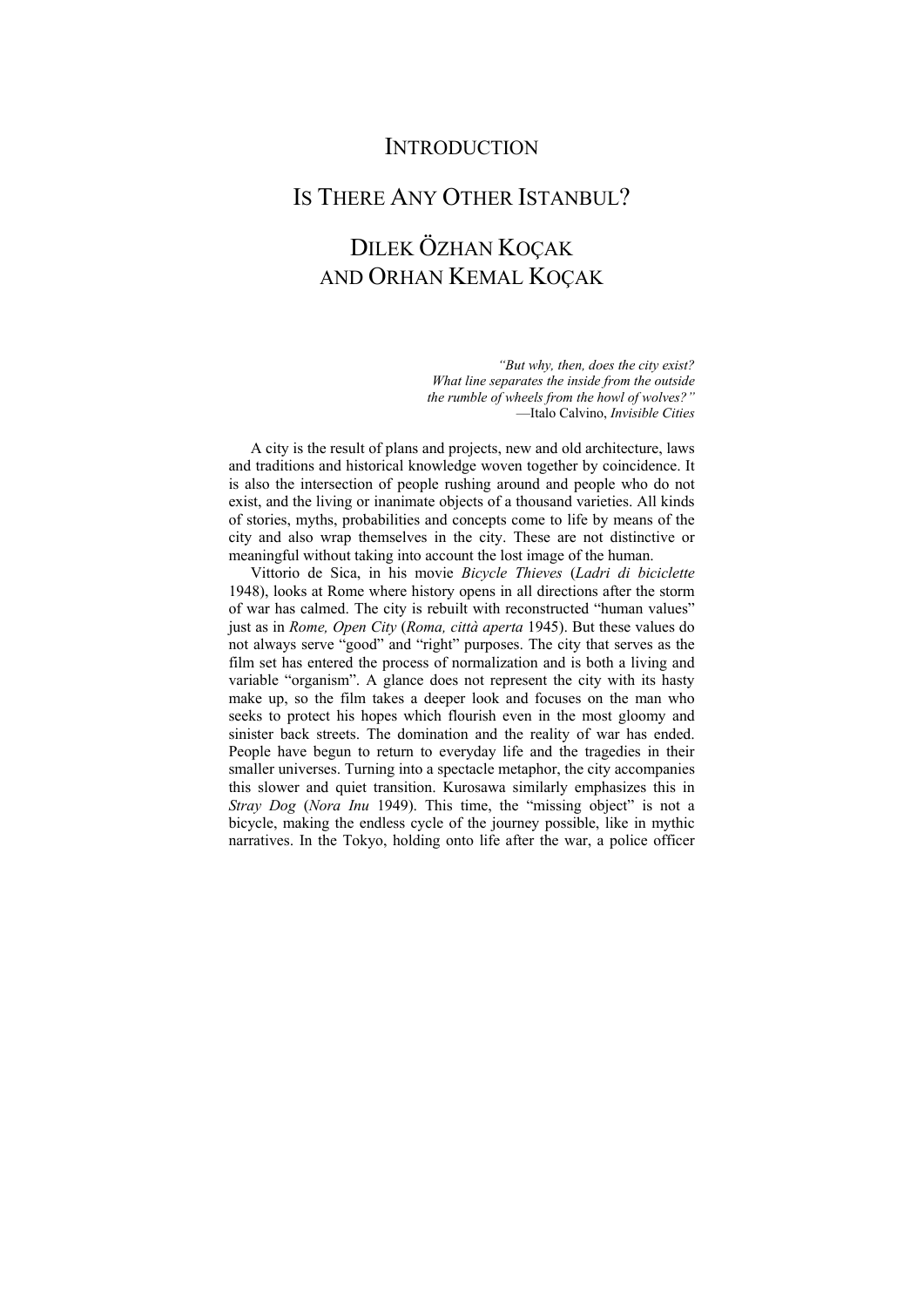# INTRODUCTION

# IS THERE ANY OTHER ISTANBUL?

## DILEK ÖZHAN KOÇAK AND ORHAN KEMAL KOÇAK

> *"But why, then, does the city exist?*
> *What line separates the inside from the outside*
> *the rumble of wheels from the howl of wolves?"*
> —Italo Calvino, *Invisible Cities*

A city is the result of plans and projects, new and old architecture, laws and traditions and historical knowledge woven together by coincidence. It is also the intersection of people rushing around and people who do not exist, and the living or inanimate objects of a thousand varieties. All kinds of stories, myths, probabilities and concepts come to life by means of the city and also wrap themselves in the city. These are not distinctive or meaningful without taking into account the lost image of the human.

Vittorio de Sica, in his movie *Bicycle Thieves* (*Ladri di biciclette* 1948), looks at Rome where history opens in all directions after the storm of war has calmed. The city is rebuilt with reconstructed "human values" just as in *Rome, Open City* (*Roma, città aperta* 1945). But these values do not always serve "good" and "right" purposes. The city that serves as the film set has entered the process of normalization and is both a living and variable "organism". A glance does not represent the city with its hasty make up, so the film takes a deeper look and focuses on the man who seeks to protect his hopes which flourish even in the most gloomy and sinister back streets. The domination and the reality of war has ended. People have begun to return to everyday life and the tragedies in their smaller universes. Turning into a spectacle metaphor, the city accompanies this slower and quiet transition. Kurosawa similarly emphasizes this in *Stray Dog* (*Nora Inu* 1949). This time, the "missing object" is not a bicycle, making the endless cycle of the journey possible, like in mythic narratives. In the Tokyo, holding onto life after the war, a police officer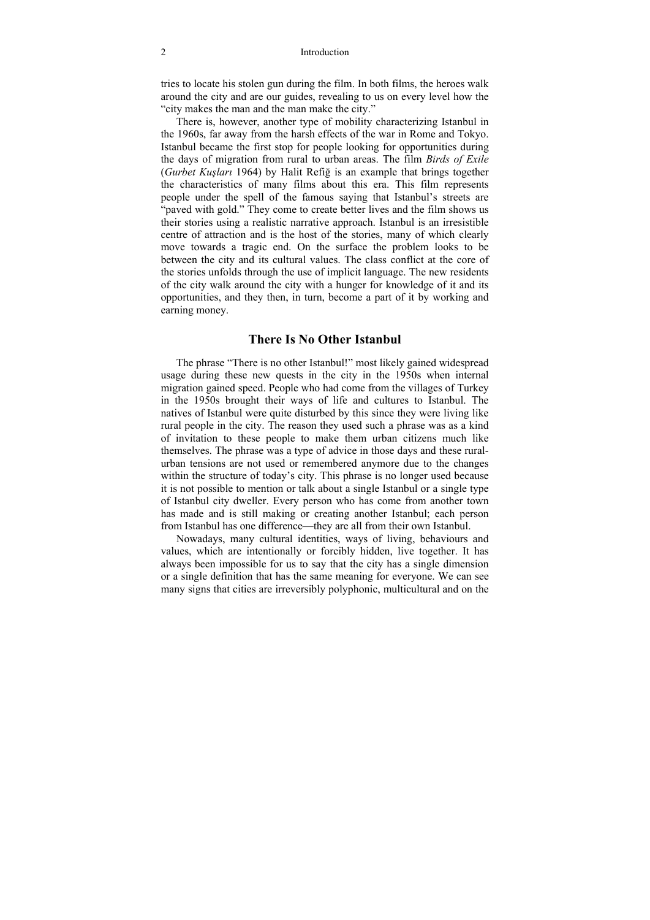tries to locate his stolen gun during the film. In both films, the heroes walk around the city and are our guides, revealing to us on every level how the "city makes the man and the man make the city."

There is, however, another type of mobility characterizing Istanbul in the 1960s, far away from the harsh effects of the war in Rome and Tokyo. Istanbul became the first stop for people looking for opportunities during the days of migration from rural to urban areas. The film *Birds of Exile* (*Gurbet Kuşları* 1964) by Halit Refiğ is an example that brings together the characteristics of many films about this era. This film represents people under the spell of the famous saying that Istanbul's streets are "paved with gold." They come to create better lives and the film shows us their stories using a realistic narrative approach. Istanbul is an irresistible centre of attraction and is the host of the stories, many of which clearly move towards a tragic end. On the surface the problem looks to be between the city and its cultural values. The class conflict at the core of the stories unfolds through the use of implicit language. The new residents of the city walk around the city with a hunger for knowledge of it and its opportunities, and they then, in turn, become a part of it by working and earning money.

## There Is No Other Istanbul

The phrase "There is no other Istanbul!" most likely gained widespread usage during these new quests in the city in the 1950s when internal migration gained speed. People who had come from the villages of Turkey in the 1950s brought their ways of life and cultures to Istanbul. The natives of Istanbul were quite disturbed by this since they were living like rural people in the city. The reason they used such a phrase was as a kind of invitation to these people to make them urban citizens much like themselves. The phrase was a type of advice in those days and these rural-urban tensions are not used or remembered anymore due to the changes within the structure of today's city. This phrase is no longer used because it is not possible to mention or talk about a single Istanbul or a single type of Istanbul city dweller. Every person who has come from another town has made and is still making or creating another Istanbul; each person from Istanbul has one difference—they are all from their own Istanbul.

Nowadays, many cultural identities, ways of living, behaviours and values, which are intentionally or forcibly hidden, live together. It has always been impossible for us to say that the city has a single dimension or a single definition that has the same meaning for everyone. We can see many signs that cities are irreversibly polyphonic, multicultural and on the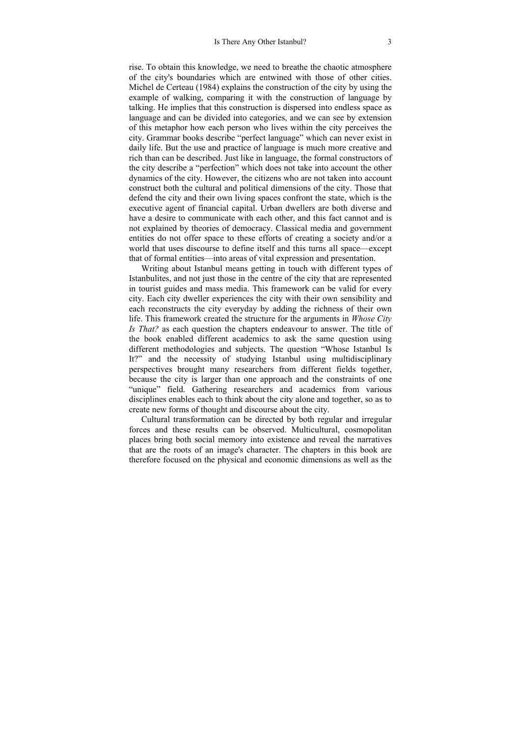rise. To obtain this knowledge, we need to breathe the chaotic atmosphere of the city's boundaries which are entwined with those of other cities. Michel de Certeau (1984) explains the construction of the city by using the example of walking, comparing it with the construction of language by talking. He implies that this construction is dispersed into endless space as language and can be divided into categories, and we can see by extension of this metaphor how each person who lives within the city perceives the city. Grammar books describe "perfect language" which can never exist in daily life. But the use and practice of language is much more creative and rich than can be described. Just like in language, the formal constructors of the city describe a "perfection" which does not take into account the other dynamics of the city. However, the citizens who are not taken into account construct both the cultural and political dimensions of the city. Those that defend the city and their own living spaces confront the state, which is the executive agent of financial capital. Urban dwellers are both diverse and have a desire to communicate with each other, and this fact cannot and is not explained by theories of democracy. Classical media and government entities do not offer space to these efforts of creating a society and/or a world that uses discourse to define itself and this turns all space—except that of formal entities—into areas of vital expression and presentation.

Writing about Istanbul means getting in touch with different types of Istanbulites, and not just those in the centre of the city that are represented in tourist guides and mass media. This framework can be valid for every city. Each city dweller experiences the city with their own sensibility and each reconstructs the city everyday by adding the richness of their own life. This framework created the structure for the arguments in *Whose City Is That?* as each question the chapters endeavour to answer. The title of the book enabled different academics to ask the same question using different methodologies and subjects. The question "Whose Istanbul Is It?" and the necessity of studying Istanbul using multidisciplinary perspectives brought many researchers from different fields together, because the city is larger than one approach and the constraints of one "unique" field. Gathering researchers and academics from various disciplines enables each to think about the city alone and together, so as to create new forms of thought and discourse about the city.

Cultural transformation can be directed by both regular and irregular forces and these results can be observed. Multicultural, cosmopolitan places bring both social memory into existence and reveal the narratives that are the roots of an image's character. The chapters in this book are therefore focused on the physical and economic dimensions as well as the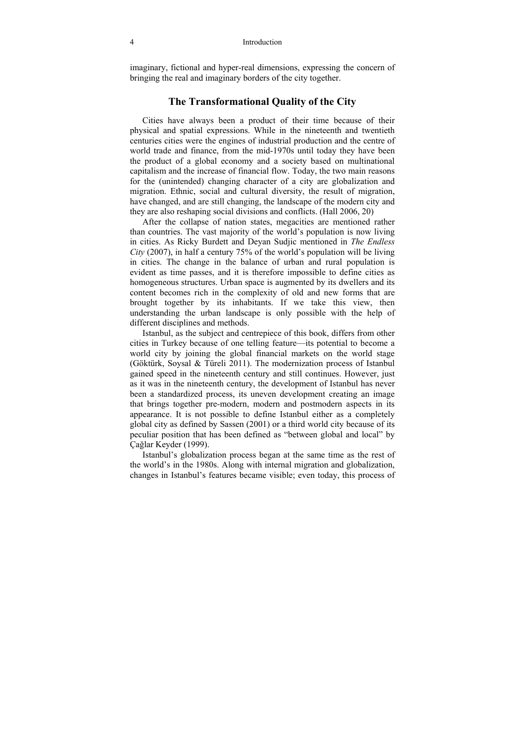imaginary, fictional and hyper-real dimensions, expressing the concern of bringing the real and imaginary borders of the city together.

## The Transformational Quality of the City

Cities have always been a product of their time because of their physical and spatial expressions. While in the nineteenth and twentieth centuries cities were the engines of industrial production and the centre of world trade and finance, from the mid-1970s until today they have been the product of a global economy and a society based on multinational capitalism and the increase of financial flow. Today, the two main reasons for the (unintended) changing character of a city are globalization and migration. Ethnic, social and cultural diversity, the result of migration, have changed, and are still changing, the landscape of the modern city and they are also reshaping social divisions and conflicts. (Hall 2006, 20)

After the collapse of nation states, megacities are mentioned rather than countries. The vast majority of the world's population is now living in cities. As Ricky Burdett and Deyan Sudjic mentioned in *The Endless City* (2007), in half a century 75% of the world's population will be living in cities. The change in the balance of urban and rural population is evident as time passes, and it is therefore impossible to define cities as homogeneous structures. Urban space is augmented by its dwellers and its content becomes rich in the complexity of old and new forms that are brought together by its inhabitants. If we take this view, then understanding the urban landscape is only possible with the help of different disciplines and methods.

Istanbul, as the subject and centrepiece of this book, differs from other cities in Turkey because of one telling feature—its potential to become a world city by joining the global financial markets on the world stage (Göktürk, Soysal & Türeli 2011). The modernization process of Istanbul gained speed in the nineteenth century and still continues. However, just as it was in the nineteenth century, the development of Istanbul has never been a standardized process, its uneven development creating an image that brings together pre-modern, modern and postmodern aspects in its appearance. It is not possible to define Istanbul either as a completely global city as defined by Sassen (2001) or a third world city because of its peculiar position that has been defined as "between global and local" by Çağlar Keyder (1999).

Istanbul's globalization process began at the same time as the rest of the world's in the 1980s. Along with internal migration and globalization, changes in Istanbul's features became visible; even today, this process of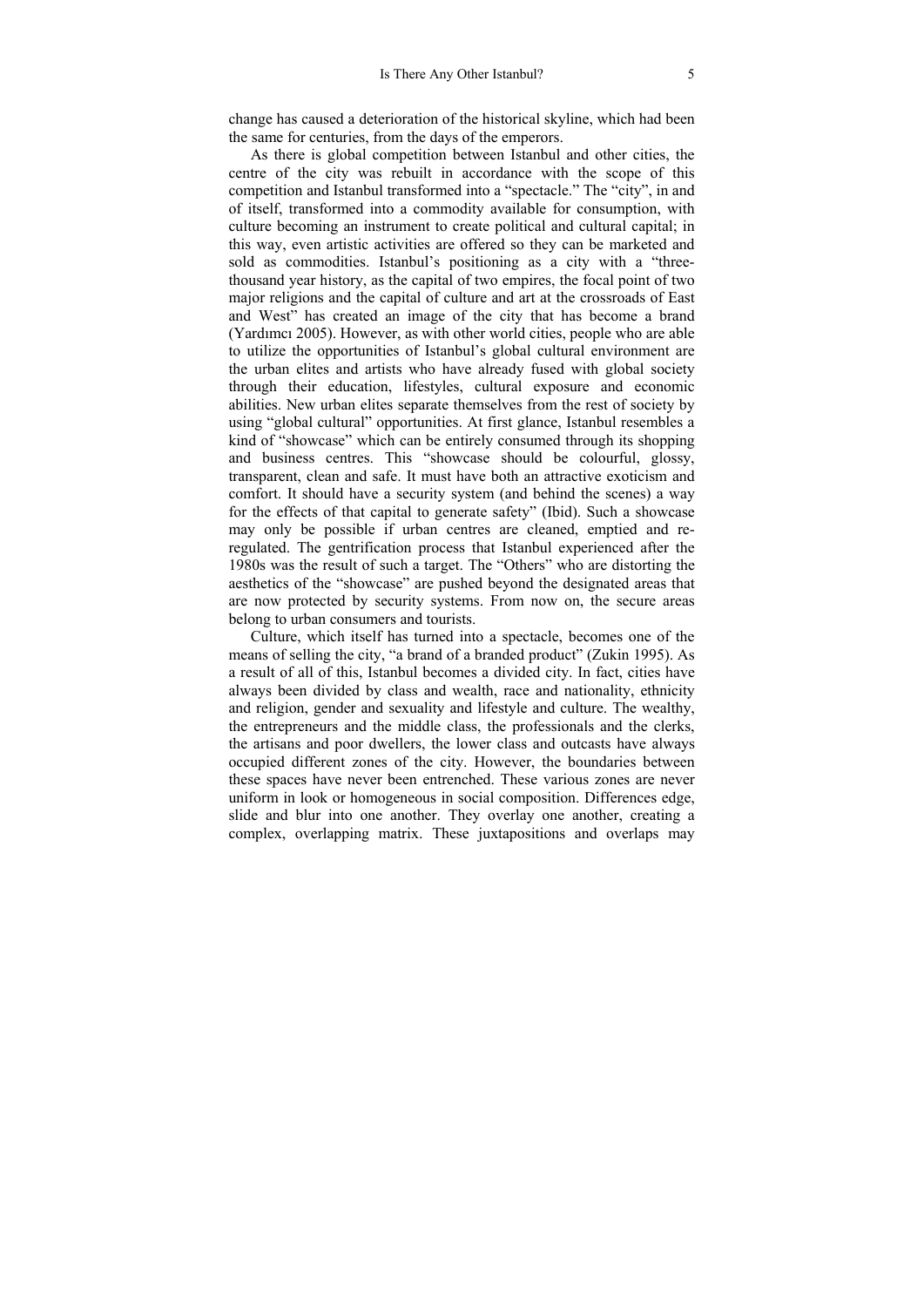change has caused a deterioration of the historical skyline, which had been the same for centuries, from the days of the emperors.

As there is global competition between Istanbul and other cities, the centre of the city was rebuilt in accordance with the scope of this competition and Istanbul transformed into a "spectacle." The "city", in and of itself, transformed into a commodity available for consumption, with culture becoming an instrument to create political and cultural capital; in this way, even artistic activities are offered so they can be marketed and sold as commodities. Istanbul's positioning as a city with a "three-thousand year history, as the capital of two empires, the focal point of two major religions and the capital of culture and art at the crossroads of East and West" has created an image of the city that has become a brand (Yardımcı 2005). However, as with other world cities, people who are able to utilize the opportunities of Istanbul's global cultural environment are the urban elites and artists who have already fused with global society through their education, lifestyles, cultural exposure and economic abilities. New urban elites separate themselves from the rest of society by using "global cultural" opportunities. At first glance, Istanbul resembles a kind of "showcase" which can be entirely consumed through its shopping and business centres. This "showcase should be colourful, glossy, transparent, clean and safe. It must have both an attractive exoticism and comfort. It should have a security system (and behind the scenes) a way for the effects of that capital to generate safety" (Ibid). Such a showcase may only be possible if urban centres are cleaned, emptied and re-regulated. The gentrification process that Istanbul experienced after the 1980s was the result of such a target. The "Others" who are distorting the aesthetics of the "showcase" are pushed beyond the designated areas that are now protected by security systems. From now on, the secure areas belong to urban consumers and tourists.

Culture, which itself has turned into a spectacle, becomes one of the means of selling the city, "a brand of a branded product" (Zukin 1995). As a result of all of this, Istanbul becomes a divided city. In fact, cities have always been divided by class and wealth, race and nationality, ethnicity and religion, gender and sexuality and lifestyle and culture. The wealthy, the entrepreneurs and the middle class, the professionals and the clerks, the artisans and poor dwellers, the lower class and outcasts have always occupied different zones of the city. However, the boundaries between these spaces have never been entrenched. These various zones are never uniform in look or homogeneous in social composition. Differences edge, slide and blur into one another. They overlay one another, creating a complex, overlapping matrix. These juxtapositions and overlaps may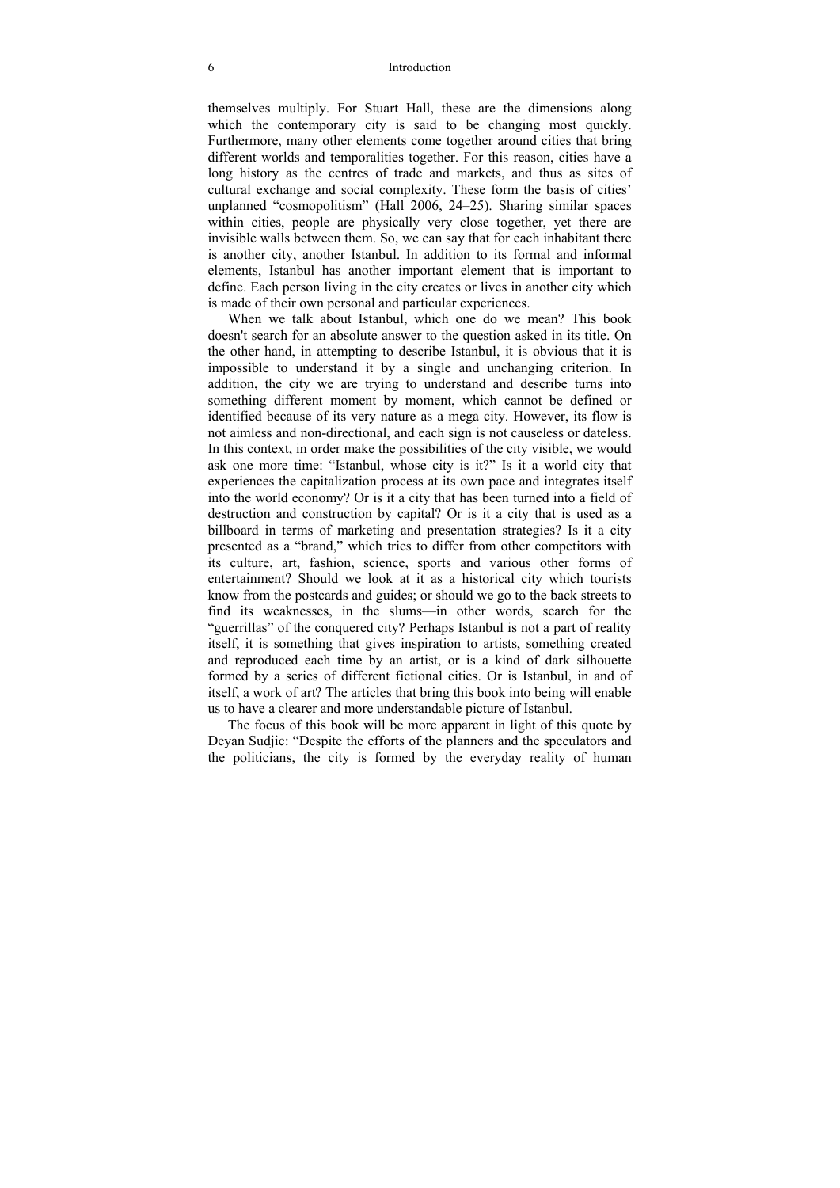themselves multiply. For Stuart Hall, these are the dimensions along which the contemporary city is said to be changing most quickly. Furthermore, many other elements come together around cities that bring different worlds and temporalities together. For this reason, cities have a long history as the centres of trade and markets, and thus as sites of cultural exchange and social complexity. These form the basis of cities' unplanned "cosmopolitism" (Hall 2006, 24–25). Sharing similar spaces within cities, people are physically very close together, yet there are invisible walls between them. So, we can say that for each inhabitant there is another city, another Istanbul. In addition to its formal and informal elements, Istanbul has another important element that is important to define. Each person living in the city creates or lives in another city which is made of their own personal and particular experiences.

When we talk about Istanbul, which one do we mean? This book doesn't search for an absolute answer to the question asked in its title. On the other hand, in attempting to describe Istanbul, it is obvious that it is impossible to understand it by a single and unchanging criterion. In addition, the city we are trying to understand and describe turns into something different moment by moment, which cannot be defined or identified because of its very nature as a mega city. However, its flow is not aimless and non-directional, and each sign is not causeless or dateless. In this context, in order make the possibilities of the city visible, we would ask one more time: "Istanbul, whose city is it?" Is it a world city that experiences the capitalization process at its own pace and integrates itself into the world economy? Or is it a city that has been turned into a field of destruction and construction by capital? Or is it a city that is used as a billboard in terms of marketing and presentation strategies? Is it a city presented as a "brand," which tries to differ from other competitors with its culture, art, fashion, science, sports and various other forms of entertainment? Should we look at it as a historical city which tourists know from the postcards and guides; or should we go to the back streets to find its weaknesses, in the slums—in other words, search for the "guerrillas" of the conquered city? Perhaps Istanbul is not a part of reality itself, it is something that gives inspiration to artists, something created and reproduced each time by an artist, or is a kind of dark silhouette formed by a series of different fictional cities. Or is Istanbul, in and of itself, a work of art? The articles that bring this book into being will enable us to have a clearer and more understandable picture of Istanbul.

The focus of this book will be more apparent in light of this quote by Deyan Sudjic: "Despite the efforts of the planners and the speculators and the politicians, the city is formed by the everyday reality of human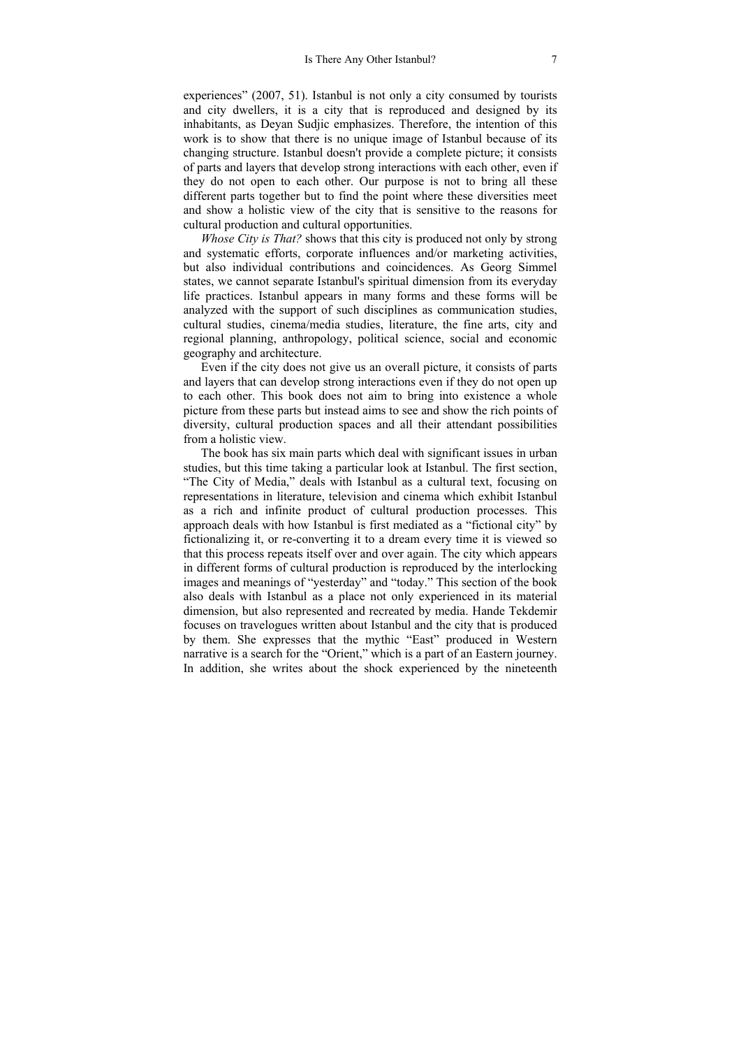experiences" (2007, 51). Istanbul is not only a city consumed by tourists and city dwellers, it is a city that is reproduced and designed by its inhabitants, as Deyan Sudjic emphasizes. Therefore, the intention of this work is to show that there is no unique image of Istanbul because of its changing structure. Istanbul doesn't provide a complete picture; it consists of parts and layers that develop strong interactions with each other, even if they do not open to each other. Our purpose is not to bring all these different parts together but to find the point where these diversities meet and show a holistic view of the city that is sensitive to the reasons for cultural production and cultural opportunities.

*Whose City is That?* shows that this city is produced not only by strong and systematic efforts, corporate influences and/or marketing activities, but also individual contributions and coincidences. As Georg Simmel states, we cannot separate Istanbul's spiritual dimension from its everyday life practices. Istanbul appears in many forms and these forms will be analyzed with the support of such disciplines as communication studies, cultural studies, cinema/media studies, literature, the fine arts, city and regional planning, anthropology, political science, social and economic geography and architecture.

Even if the city does not give us an overall picture, it consists of parts and layers that can develop strong interactions even if they do not open up to each other. This book does not aim to bring into existence a whole picture from these parts but instead aims to see and show the rich points of diversity, cultural production spaces and all their attendant possibilities from a holistic view.

The book has six main parts which deal with significant issues in urban studies, but this time taking a particular look at Istanbul. The first section, "The City of Media," deals with Istanbul as a cultural text, focusing on representations in literature, television and cinema which exhibit Istanbul as a rich and infinite product of cultural production processes. This approach deals with how Istanbul is first mediated as a "fictional city" by fictionalizing it, or re-converting it to a dream every time it is viewed so that this process repeats itself over and over again. The city which appears in different forms of cultural production is reproduced by the interlocking images and meanings of "yesterday" and "today." This section of the book also deals with Istanbul as a place not only experienced in its material dimension, but also represented and recreated by media. Hande Tekdemir focuses on travelogues written about Istanbul and the city that is produced by them. She expresses that the mythic "East" produced in Western narrative is a search for the "Orient," which is a part of an Eastern journey. In addition, she writes about the shock experienced by the nineteenth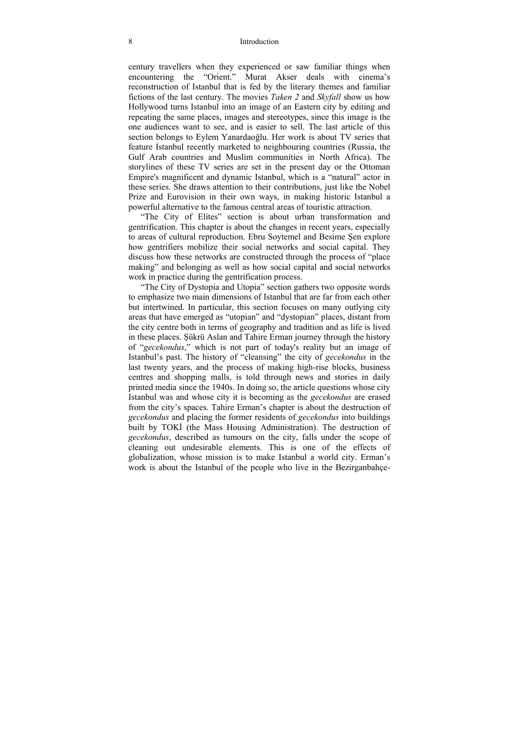century travellers when they experienced or saw familiar things when encountering the "Orient." Murat Akser deals with cinema's reconstruction of Istanbul that is fed by the literary themes and familiar fictions of the last century. The movies *Taken 2* and *Skyfall* show us how Hollywood turns Istanbul into an image of an Eastern city by editing and repeating the same places, images and stereotypes, since this image is the one audiences want to see, and is easier to sell. The last article of this section belongs to Eylem Yanardaoğlu. Her work is about TV series that feature Istanbul recently marketed to neighbouring countries (Russia, the Gulf Arab countries and Muslim communities in North Africa). The storylines of these TV series are set in the present day or the Ottoman Empire's magnificent and dynamic Istanbul, which is a "natural" actor in these series. She draws attention to their contributions, just like the Nobel Prize and Eurovision in their own ways, in making historic Istanbul a powerful alternative to the famous central areas of touristic attraction.

"The City of Elites" section is about urban transformation and gentrification. This chapter is about the changes in recent years, especially to areas of cultural reproduction. Ebru Soytemel and Besime Şen explore how gentrifiers mobilize their social networks and social capital. They discuss how these networks are constructed through the process of "place making" and belonging as well as how social capital and social networks work in practice during the gentrification process.

"The City of Dystopia and Utopia" section gathers two opposite words to emphasize two main dimensions of Istanbul that are far from each other but intertwined. In particular, this section focuses on many outlying city areas that have emerged as "utopian" and "dystopian" places, distant from the city centre both in terms of geography and tradition and as life is lived in these places. Şükrü Aslan and Tahire Erman journey through the history of "*gecekondus*," which is not part of today's reality but an image of Istanbul's past. The history of "cleansing" the city of *gecekondus* in the last twenty years, and the process of making high-rise blocks, business centres and shopping malls, is told through news and stories in daily printed media since the 1940s. In doing so, the article questions whose city Istanbul was and whose city it is becoming as the *gecekondus* are erased from the city's spaces. Tahire Erman's chapter is about the destruction of *gecekondus* and placing the former residents of *gecekondus* into buildings built by TOKİ (the Mass Housing Administration). The destruction of *gecekondus*, described as tumours on the city, falls under the scope of cleaning out undesirable elements. This is one of the effects of globalization, whose mission is to make Istanbul a world city. Erman's work is about the Istanbul of the people who live in the Bezirganbahçe-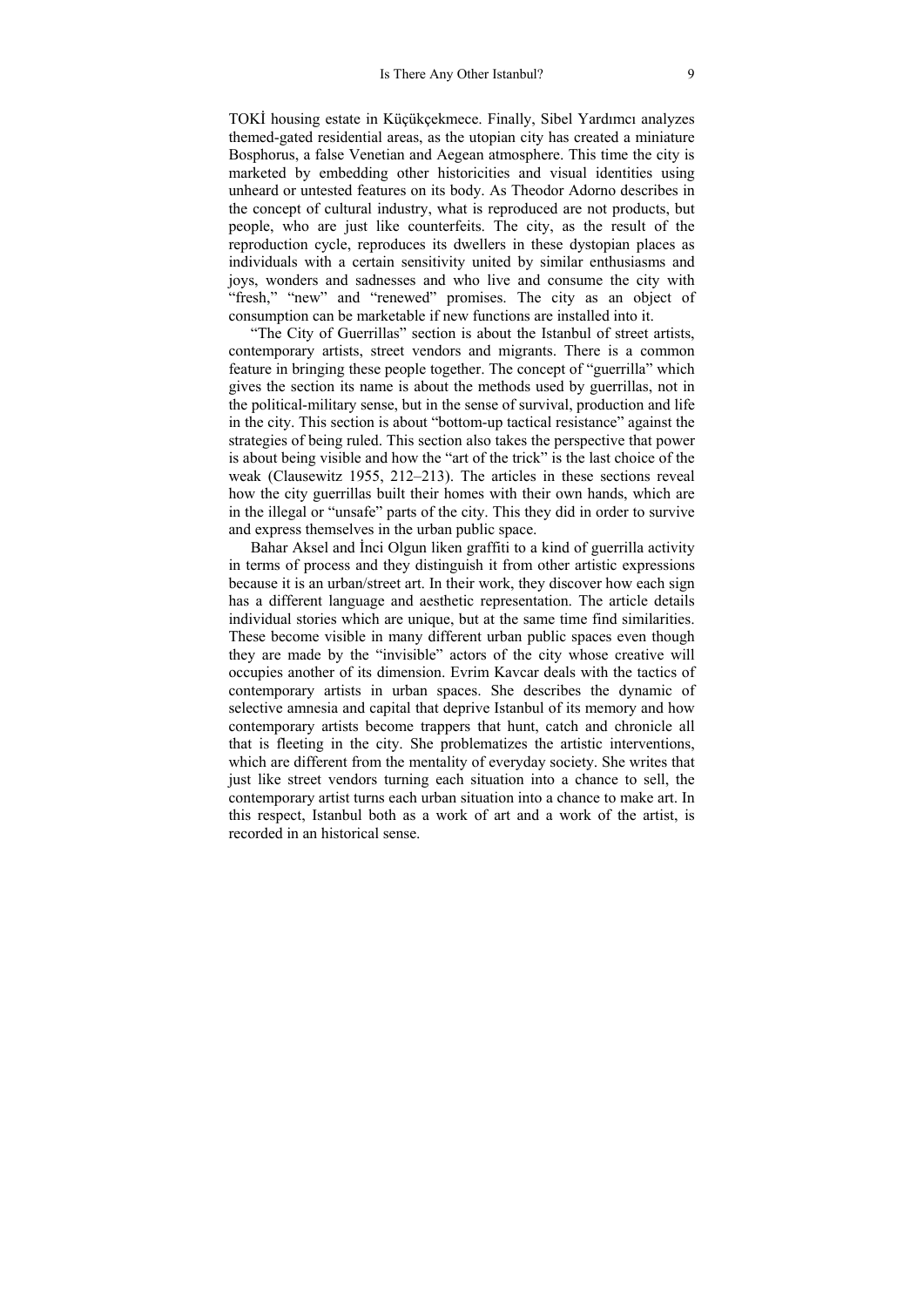TOKİ housing estate in Küçükçekmece. Finally, Sibel Yardımcı analyzes themed-gated residential areas, as the utopian city has created a miniature Bosphorus, a false Venetian and Aegean atmosphere. This time the city is marketed by embedding other historicities and visual identities using unheard or untested features on its body. As Theodor Adorno describes in the concept of cultural industry, what is reproduced are not products, but people, who are just like counterfeits. The city, as the result of the reproduction cycle, reproduces its dwellers in these dystopian places as individuals with a certain sensitivity united by similar enthusiasms and joys, wonders and sadnesses and who live and consume the city with "fresh," "new" and "renewed" promises. The city as an object of consumption can be marketable if new functions are installed into it.

"The City of Guerrillas" section is about the Istanbul of street artists, contemporary artists, street vendors and migrants. There is a common feature in bringing these people together. The concept of "guerrilla" which gives the section its name is about the methods used by guerrillas, not in the political-military sense, but in the sense of survival, production and life in the city. This section is about "bottom-up tactical resistance" against the strategies of being ruled. This section also takes the perspective that power is about being visible and how the "art of the trick" is the last choice of the weak (Clausewitz 1955, 212–213). The articles in these sections reveal how the city guerrillas built their homes with their own hands, which are in the illegal or "unsafe" parts of the city. This they did in order to survive and express themselves in the urban public space.

Bahar Aksel and İnci Olgun liken graffiti to a kind of guerrilla activity in terms of process and they distinguish it from other artistic expressions because it is an urban/street art. In their work, they discover how each sign has a different language and aesthetic representation. The article details individual stories which are unique, but at the same time find similarities. These become visible in many different urban public spaces even though they are made by the "invisible" actors of the city whose creative will occupies another of its dimension. Evrim Kavcar deals with the tactics of contemporary artists in urban spaces. She describes the dynamic of selective amnesia and capital that deprive Istanbul of its memory and how contemporary artists become trappers that hunt, catch and chronicle all that is fleeting in the city. She problematizes the artistic interventions, which are different from the mentality of everyday society. She writes that just like street vendors turning each situation into a chance to sell, the contemporary artist turns each urban situation into a chance to make art. In this respect, Istanbul both as a work of art and a work of the artist, is recorded in an historical sense.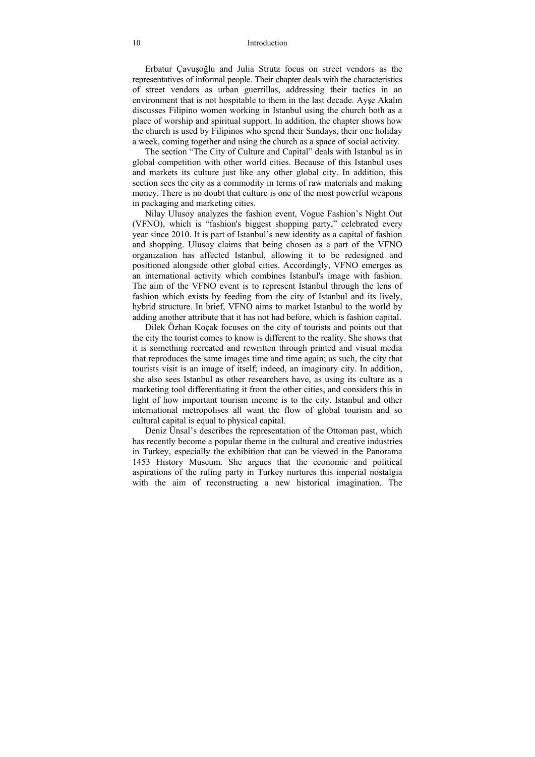Erbatur Çavuşoğlu and Julia Strutz focus on street vendors as the representatives of informal people. Their chapter deals with the characteristics of street vendors as urban guerrillas, addressing their tactics in an environment that is not hospitable to them in the last decade. Ayşe Akalın discusses Filipino women working in Istanbul using the church both as a place of worship and spiritual support. In addition, the chapter shows how the church is used by Filipinos who spend their Sundays, their one holiday a week, coming together and using the church as a space of social activity.

The section "The City of Culture and Capital" deals with Istanbul as in global competition with other world cities. Because of this Istanbul uses and markets its culture just like any other global city. In addition, this section sees the city as a commodity in terms of raw materials and making money. There is no doubt that culture is one of the most powerful weapons in packaging and marketing cities.

Nilay Ulusoy analyzes the fashion event, Vogue Fashion's Night Out (VFNO), which is "fashion's biggest shopping party," celebrated every year since 2010. It is part of Istanbul's new identity as a capital of fashion and shopping. Ulusoy claims that being chosen as a part of the VFNO organization has affected Istanbul, allowing it to be redesigned and positioned alongside other global cities. Accordingly, VFNO emerges as an international activity which combines Istanbul's image with fashion. The aim of the VFNO event is to represent Istanbul through the lens of fashion which exists by feeding from the city of Istanbul and its lively, hybrid structure. In brief, VFNO aims to market Istanbul to the world by adding another attribute that it has not had before, which is fashion capital.

Dilek Özhan Koçak focuses on the city of tourists and points out that the city the tourist comes to know is different to the reality. She shows that it is something recreated and rewritten through printed and visual media that reproduces the same images time and time again; as such, the city that tourists visit is an image of itself; indeed, an imaginary city. In addition, she also sees Istanbul as other researchers have, as using its culture as a marketing tool differentiating it from the other cities, and considers this in light of how important tourism income is to the city. Istanbul and other international metropolises all want the flow of global tourism and so cultural capital is equal to physical capital.

Deniz Ünsal's describes the representation of the Ottoman past, which has recently become a popular theme in the cultural and creative industries in Turkey, especially the exhibition that can be viewed in the Panorama 1453 History Museum. She argues that the economic and political aspirations of the ruling party in Turkey nurtures this imperial nostalgia with the aim of reconstructing a new historical imagination. The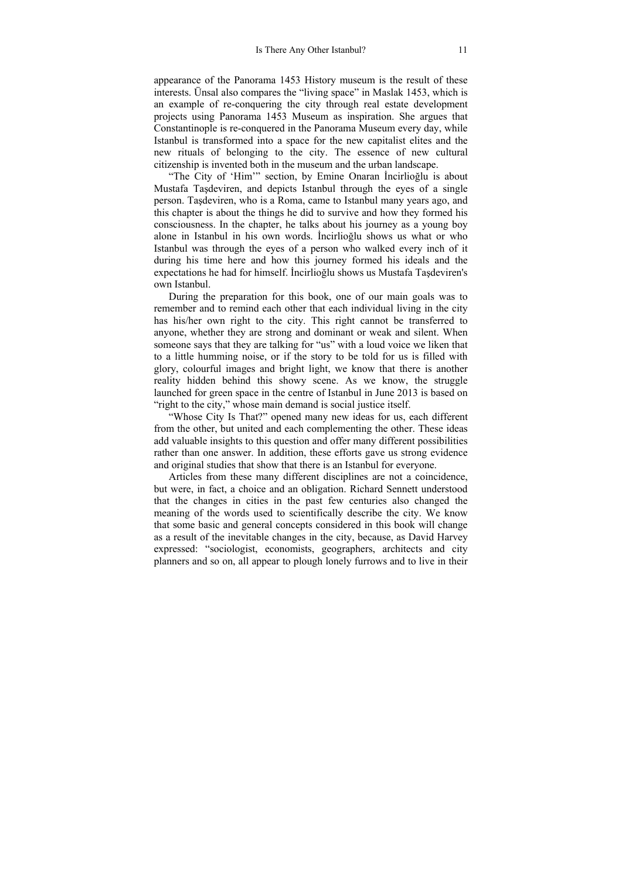appearance of the Panorama 1453 History museum is the result of these interests. Ünsal also compares the "living space" in Maslak 1453, which is an example of re-conquering the city through real estate development projects using Panorama 1453 Museum as inspiration. She argues that Constantinople is re-conquered in the Panorama Museum every day, while Istanbul is transformed into a space for the new capitalist elites and the new rituals of belonging to the city. The essence of new cultural citizenship is invented both in the museum and the urban landscape.

"The City of 'Him'" section, by Emine Onaran İncirlioğlu is about Mustafa Taşdeviren, and depicts Istanbul through the eyes of a single person. Taşdeviren, who is a Roma, came to Istanbul many years ago, and this chapter is about the things he did to survive and how they formed his consciousness. In the chapter, he talks about his journey as a young boy alone in Istanbul in his own words. İncirlioğlu shows us what or who Istanbul was through the eyes of a person who walked every inch of it during his time here and how this journey formed his ideals and the expectations he had for himself. İncirlioğlu shows us Mustafa Taşdeviren's own Istanbul.

During the preparation for this book, one of our main goals was to remember and to remind each other that each individual living in the city has his/her own right to the city. This right cannot be transferred to anyone, whether they are strong and dominant or weak and silent. When someone says that they are talking for "us" with a loud voice we liken that to a little humming noise, or if the story to be told for us is filled with glory, colourful images and bright light, we know that there is another reality hidden behind this showy scene. As we know, the struggle launched for green space in the centre of Istanbul in June 2013 is based on "right to the city," whose main demand is social justice itself.

"Whose City Is That?" opened many new ideas for us, each different from the other, but united and each complementing the other. These ideas add valuable insights to this question and offer many different possibilities rather than one answer. In addition, these efforts gave us strong evidence and original studies that show that there is an Istanbul for everyone.

Articles from these many different disciplines are not a coincidence, but were, in fact, a choice and an obligation. Richard Sennett understood that the changes in cities in the past few centuries also changed the meaning of the words used to scientifically describe the city. We know that some basic and general concepts considered in this book will change as a result of the inevitable changes in the city, because, as David Harvey expressed: "sociologist, economists, geographers, architects and city planners and so on, all appear to plough lonely furrows and to live in their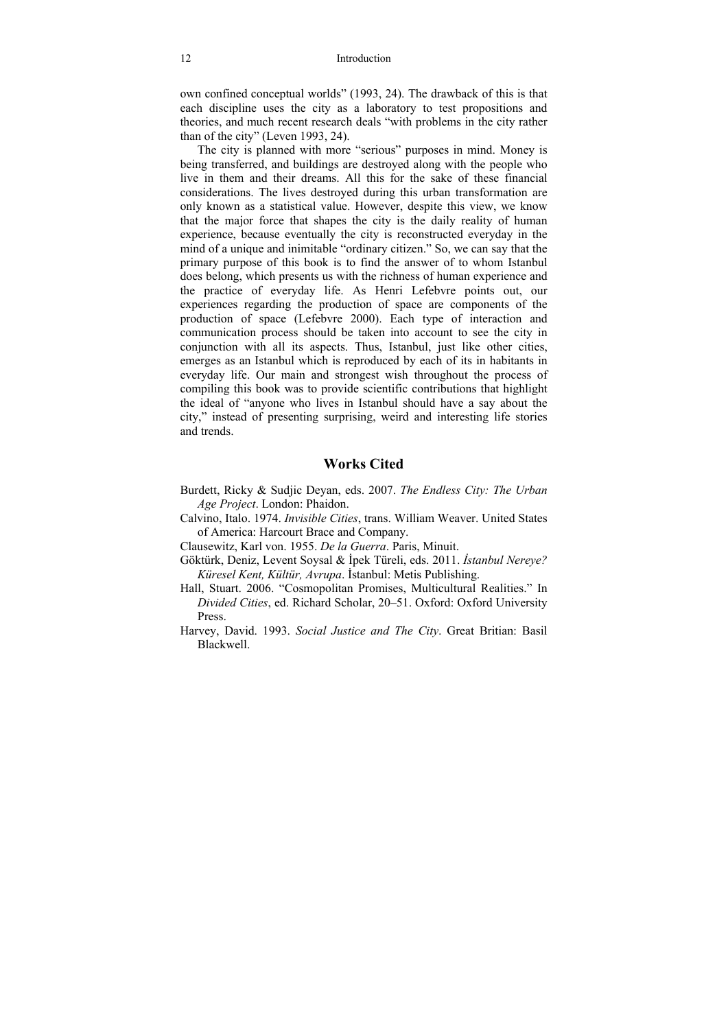own confined conceptual worlds" (1993, 24). The drawback of this is that each discipline uses the city as a laboratory to test propositions and theories, and much recent research deals "with problems in the city rather than of the city" (Leven 1993, 24).

The city is planned with more "serious" purposes in mind. Money is being transferred, and buildings are destroyed along with the people who live in them and their dreams. All this for the sake of these financial considerations. The lives destroyed during this urban transformation are only known as a statistical value. However, despite this view, we know that the major force that shapes the city is the daily reality of human experience, because eventually the city is reconstructed everyday in the mind of a unique and inimitable "ordinary citizen." So, we can say that the primary purpose of this book is to find the answer of to whom Istanbul does belong, which presents us with the richness of human experience and the practice of everyday life. As Henri Lefebvre points out, our experiences regarding the production of space are components of the production of space (Lefebvre 2000). Each type of interaction and communication process should be taken into account to see the city in conjunction with all its aspects. Thus, Istanbul, just like other cities, emerges as an Istanbul which is reproduced by each of its in habitants in everyday life. Our main and strongest wish throughout the process of compiling this book was to provide scientific contributions that highlight the ideal of "anyone who lives in Istanbul should have a say about the city," instead of presenting surprising, weird and interesting life stories and trends.

## Works Cited

Burdett, Ricky & Sudjic Deyan, eds. 2007. *The Endless City: The Urban Age Project*. London: Phaidon.

Calvino, Italo. 1974. *Invisible Cities*, trans. William Weaver. United States of America: Harcourt Brace and Company.

Clausewitz, Karl von. 1955. *De la Guerra*. Paris, Minuit.

Göktürk, Deniz, Levent Soysal & İpek Türeli, eds. 2011. *İstanbul Nereye? Küresel Kent, Kültür, Avrupa*. İstanbul: Metis Publishing.

Hall, Stuart. 2006. "Cosmopolitan Promises, Multicultural Realities." In *Divided Cities*, ed. Richard Scholar, 20–51. Oxford: Oxford University Press.

Harvey, David. 1993. *Social Justice and The City*. Great Britian: Basil Blackwell.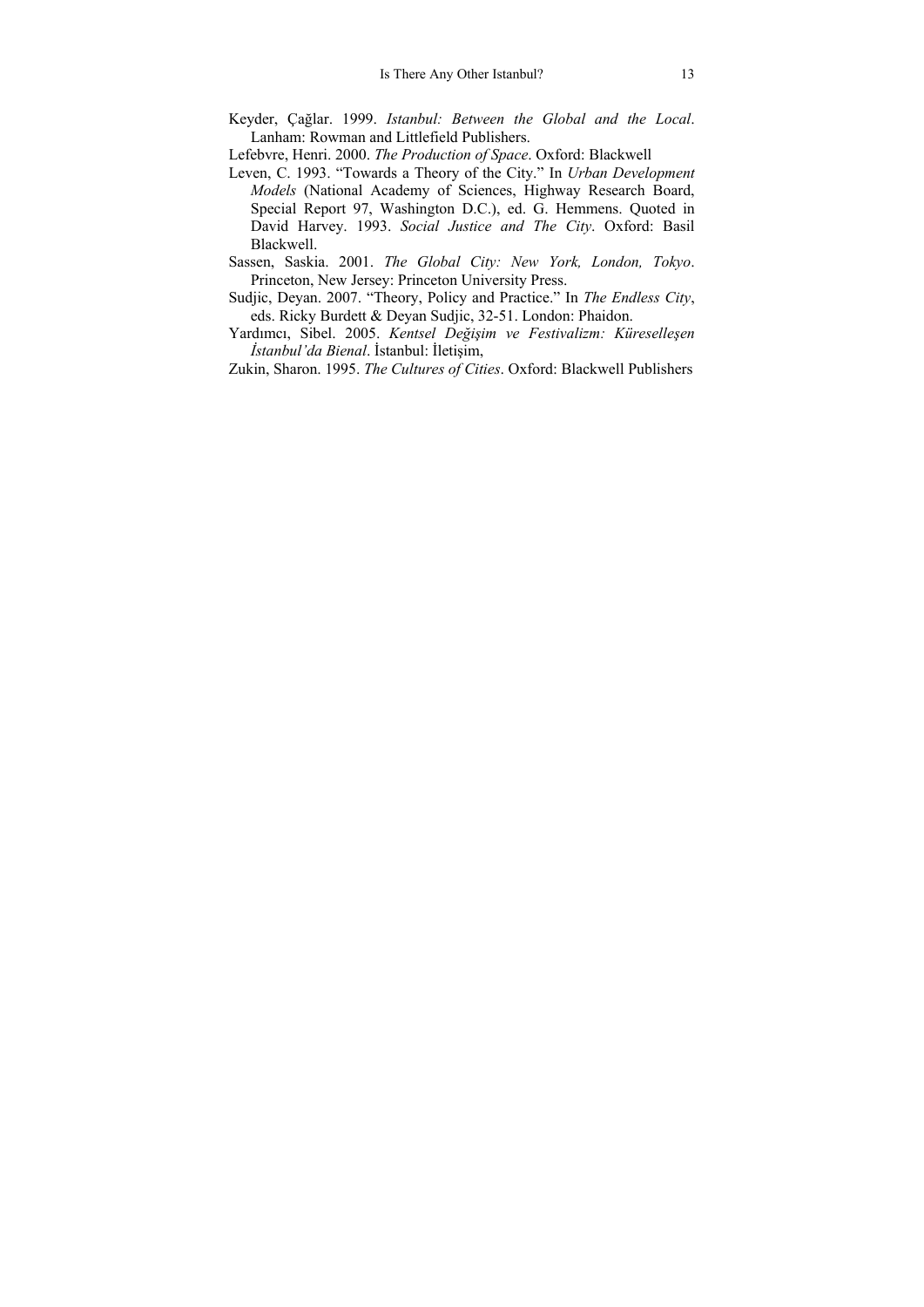Keyder, Çağlar. 1999. *Istanbul: Between the Global and the Local*. Lanham: Rowman and Littlefield Publishers.

Lefebvre, Henri. 2000. *The Production of Space*. Oxford: Blackwell

Leven, C. 1993. "Towards a Theory of the City." In *Urban Development Models* (National Academy of Sciences, Highway Research Board, Special Report 97, Washington D.C.), ed. G. Hemmens. Quoted in David Harvey. 1993. *Social Justice and The City*. Oxford: Basil Blackwell.

Sassen, Saskia. 2001. *The Global City: New York, London, Tokyo*. Princeton, New Jersey: Princeton University Press.

Sudjic, Deyan. 2007. "Theory, Policy and Practice." In *The Endless City*, eds. Ricky Burdett & Deyan Sudjic, 32-51. London: Phaidon.

Yardımcı, Sibel. 2005. *Kentsel Değişim ve Festivalizm: Küreselleşen İstanbul'da Bienal*. İstanbul: İletişim,

Zukin, Sharon. 1995. *The Cultures of Cities*. Oxford: Blackwell Publishers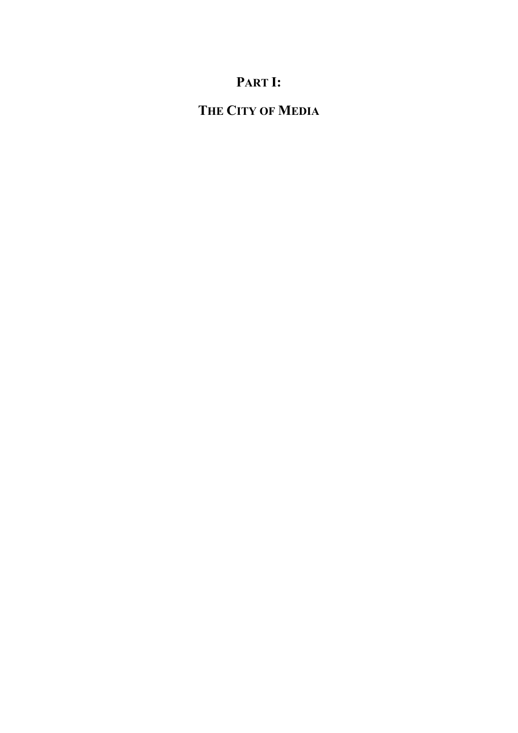# PART I:

# THE CITY OF MEDIA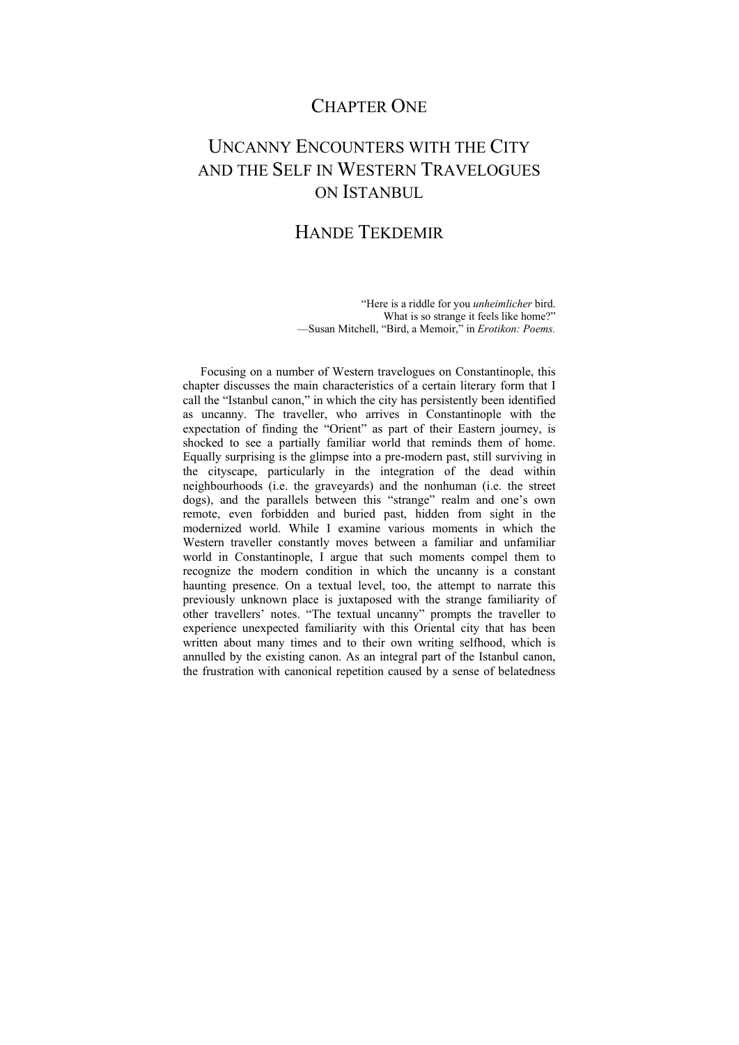# CHAPTER ONE

# UNCANNY ENCOUNTERS WITH THE CITY AND THE SELF IN WESTERN TRAVELOGUES ON ISTANBUL

## HANDE TEKDEMIR

> "Here is a riddle for you *unheimlicher* bird.
> What is so strange it feels like home?"
> —Susan Mitchell, "Bird, a Memoir," in *Erotikon: Poems.*

Focusing on a number of Western travelogues on Constantinople, this chapter discusses the main characteristics of a certain literary form that I call the "Istanbul canon," in which the city has persistently been identified as uncanny. The traveller, who arrives in Constantinople with the expectation of finding the "Orient" as part of their Eastern journey, is shocked to see a partially familiar world that reminds them of home. Equally surprising is the glimpse into a pre-modern past, still surviving in the cityscape, particularly in the integration of the dead within neighbourhoods (i.e. the graveyards) and the nonhuman (i.e. the street dogs), and the parallels between this "strange" realm and one's own remote, even forbidden and buried past, hidden from sight in the modernized world. While I examine various moments in which the Western traveller constantly moves between a familiar and unfamiliar world in Constantinople, I argue that such moments compel them to recognize the modern condition in which the uncanny is a constant haunting presence. On a textual level, too, the attempt to narrate this previously unknown place is juxtaposed with the strange familiarity of other travellers' notes. "The textual uncanny" prompts the traveller to experience unexpected familiarity with this Oriental city that has been written about many times and to their own writing selfhood, which is annulled by the existing canon. As an integral part of the Istanbul canon, the frustration with canonical repetition caused by a sense of belatedness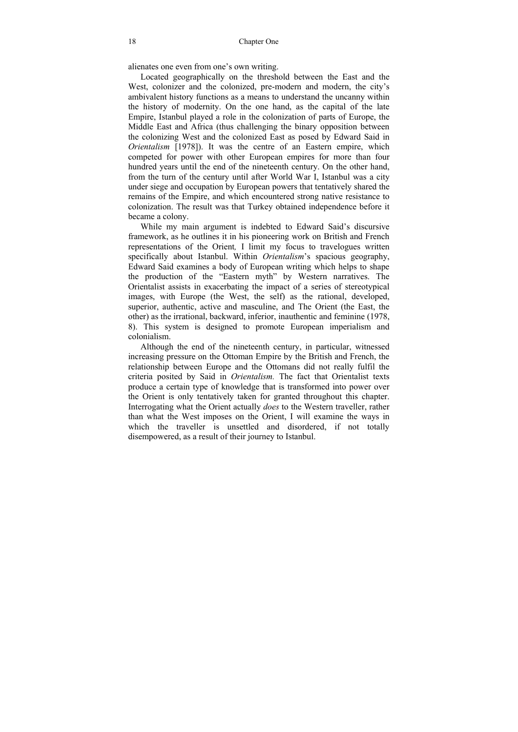alienates one even from one's own writing.

Located geographically on the threshold between the East and the West, colonizer and the colonized, pre-modern and modern, the city's ambivalent history functions as a means to understand the uncanny within the history of modernity. On the one hand, as the capital of the late Empire, Istanbul played a role in the colonization of parts of Europe, the Middle East and Africa (thus challenging the binary opposition between the colonizing West and the colonized East as posed by Edward Said in *Orientalism* [1978]). It was the centre of an Eastern empire, which competed for power with other European empires for more than four hundred years until the end of the nineteenth century. On the other hand, from the turn of the century until after World War I, Istanbul was a city under siege and occupation by European powers that tentatively shared the remains of the Empire, and which encountered strong native resistance to colonization. The result was that Turkey obtained independence before it became a colony.

While my main argument is indebted to Edward Said's discursive framework, as he outlines it in his pioneering work on British and French representations of the Orient*,* I limit my focus to travelogues written specifically about Istanbul. Within *Orientalism*'s spacious geography, Edward Said examines a body of European writing which helps to shape the production of the "Eastern myth" by Western narratives. The Orientalist assists in exacerbating the impact of a series of stereotypical images, with Europe (the West, the self) as the rational, developed, superior, authentic, active and masculine, and The Orient (the East, the other) as the irrational, backward, inferior, inauthentic and feminine (1978, 8). This system is designed to promote European imperialism and colonialism.

Although the end of the nineteenth century, in particular, witnessed increasing pressure on the Ottoman Empire by the British and French, the relationship between Europe and the Ottomans did not really fulfil the criteria posited by Said in *Orientalism.* The fact that Orientalist texts produce a certain type of knowledge that is transformed into power over the Orient is only tentatively taken for granted throughout this chapter. Interrogating what the Orient actually *does* to the Western traveller, rather than what the West imposes on the Orient, I will examine the ways in which the traveller is unsettled and disordered, if not totally disempowered, as a result of their journey to Istanbul.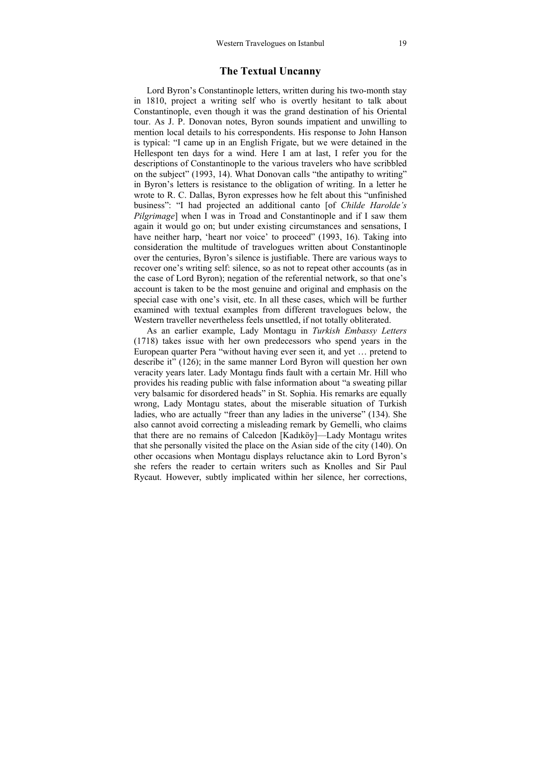## The Textual Uncanny

Lord Byron's Constantinople letters, written during his two-month stay in 1810, project a writing self who is overtly hesitant to talk about Constantinople, even though it was the grand destination of his Oriental tour. As J. P. Donovan notes, Byron sounds impatient and unwilling to mention local details to his correspondents. His response to John Hanson is typical: "I came up in an English Frigate, but we were detained in the Hellespont ten days for a wind. Here I am at last, I refer you for the descriptions of Constantinople to the various travelers who have scribbled on the subject" (1993, 14). What Donovan calls "the antipathy to writing" in Byron's letters is resistance to the obligation of writing. In a letter he wrote to R. C. Dallas, Byron expresses how he felt about this "unfinished business": "I had projected an additional canto [of *Childe Harolde's Pilgrimage*] when I was in Troad and Constantinople and if I saw them again it would go on; but under existing circumstances and sensations, I have neither harp, 'heart nor voice' to proceed" (1993, 16). Taking into consideration the multitude of travelogues written about Constantinople over the centuries, Byron's silence is justifiable. There are various ways to recover one's writing self: silence, so as not to repeat other accounts (as in the case of Lord Byron); negation of the referential network, so that one's account is taken to be the most genuine and original and emphasis on the special case with one's visit, etc. In all these cases, which will be further examined with textual examples from different travelogues below, the Western traveller nevertheless feels unsettled, if not totally obliterated.

As an earlier example, Lady Montagu in *Turkish Embassy Letters* (1718) takes issue with her own predecessors who spend years in the European quarter Pera "without having ever seen it, and yet … pretend to describe it" (126); in the same manner Lord Byron will question her own veracity years later. Lady Montagu finds fault with a certain Mr. Hill who provides his reading public with false information about "a sweating pillar very balsamic for disordered heads" in St. Sophia. His remarks are equally wrong, Lady Montagu states, about the miserable situation of Turkish ladies, who are actually "freer than any ladies in the universe" (134). She also cannot avoid correcting a misleading remark by Gemelli, who claims that there are no remains of Calcedon [Kadıköy]—Lady Montagu writes that she personally visited the place on the Asian side of the city (140). On other occasions when Montagu displays reluctance akin to Lord Byron's she refers the reader to certain writers such as Knolles and Sir Paul Rycaut. However, subtly implicated within her silence, her corrections,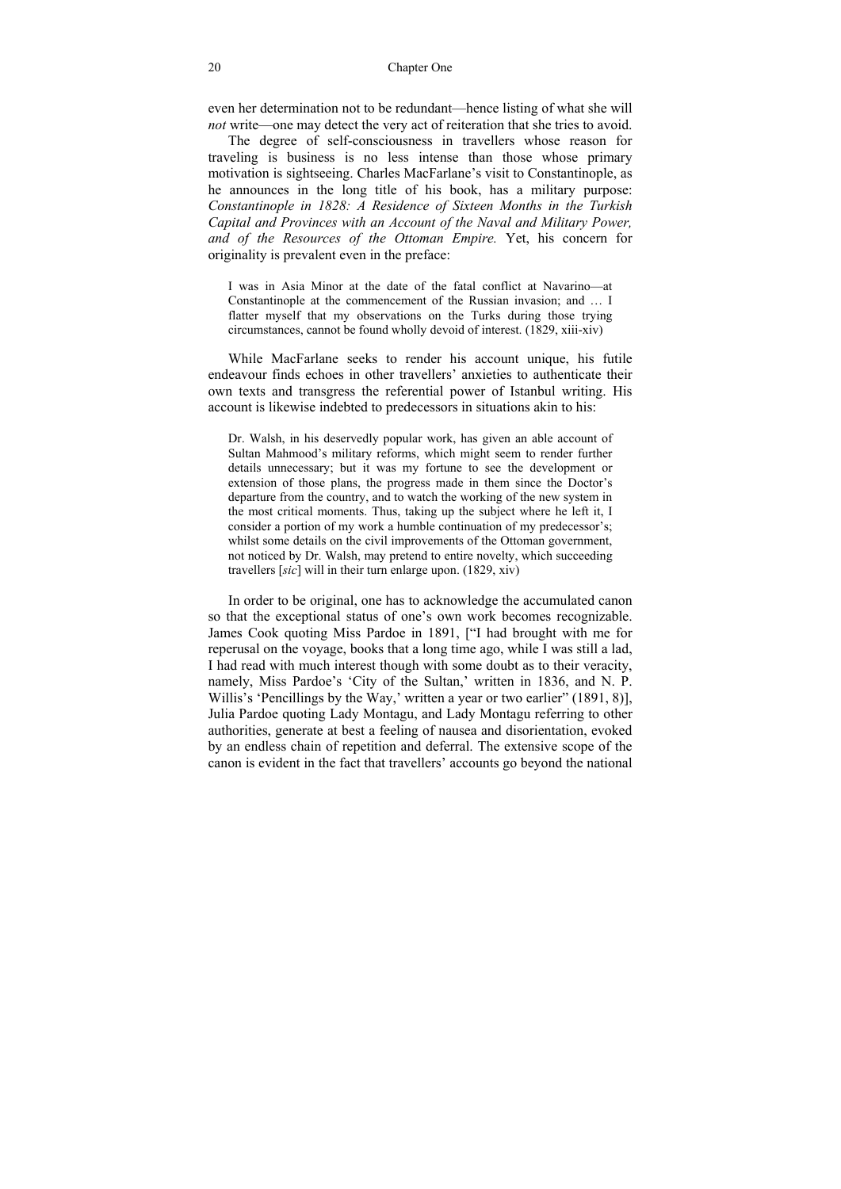even her determination not to be redundant—hence listing of what she will *not* write—one may detect the very act of reiteration that she tries to avoid.

The degree of self-consciousness in travellers whose reason for traveling is business is no less intense than those whose primary motivation is sightseeing. Charles MacFarlane's visit to Constantinople, as he announces in the long title of his book, has a military purpose: *Constantinople in 1828: A Residence of Sixteen Months in the Turkish Capital and Provinces with an Account of the Naval and Military Power, and of the Resources of the Ottoman Empire.* Yet, his concern for originality is prevalent even in the preface:

> I was in Asia Minor at the date of the fatal conflict at Navarino—at Constantinople at the commencement of the Russian invasion; and … I flatter myself that my observations on the Turks during those trying circumstances, cannot be found wholly devoid of interest. (1829, xiii-xiv)

While MacFarlane seeks to render his account unique, his futile endeavour finds echoes in other travellers' anxieties to authenticate their own texts and transgress the referential power of Istanbul writing. His account is likewise indebted to predecessors in situations akin to his:

> Dr. Walsh, in his deservedly popular work, has given an able account of Sultan Mahmood's military reforms, which might seem to render further details unnecessary; but it was my fortune to see the development or extension of those plans, the progress made in them since the Doctor's departure from the country, and to watch the working of the new system in the most critical moments. Thus, taking up the subject where he left it, I consider a portion of my work a humble continuation of my predecessor's; whilst some details on the civil improvements of the Ottoman government, not noticed by Dr. Walsh, may pretend to entire novelty, which succeeding travellers [*sic*] will in their turn enlarge upon. (1829, xiv)

In order to be original, one has to acknowledge the accumulated canon so that the exceptional status of one's own work becomes recognizable. James Cook quoting Miss Pardoe in 1891, ["I had brought with me for reperusal on the voyage, books that a long time ago, while I was still a lad, I had read with much interest though with some doubt as to their veracity, namely, Miss Pardoe's 'City of the Sultan,' written in 1836, and N. P. Willis's 'Pencillings by the Way,' written a year or two earlier" (1891, 8)], Julia Pardoe quoting Lady Montagu, and Lady Montagu referring to other authorities, generate at best a feeling of nausea and disorientation, evoked by an endless chain of repetition and deferral. The extensive scope of the canon is evident in the fact that travellers' accounts go beyond the national